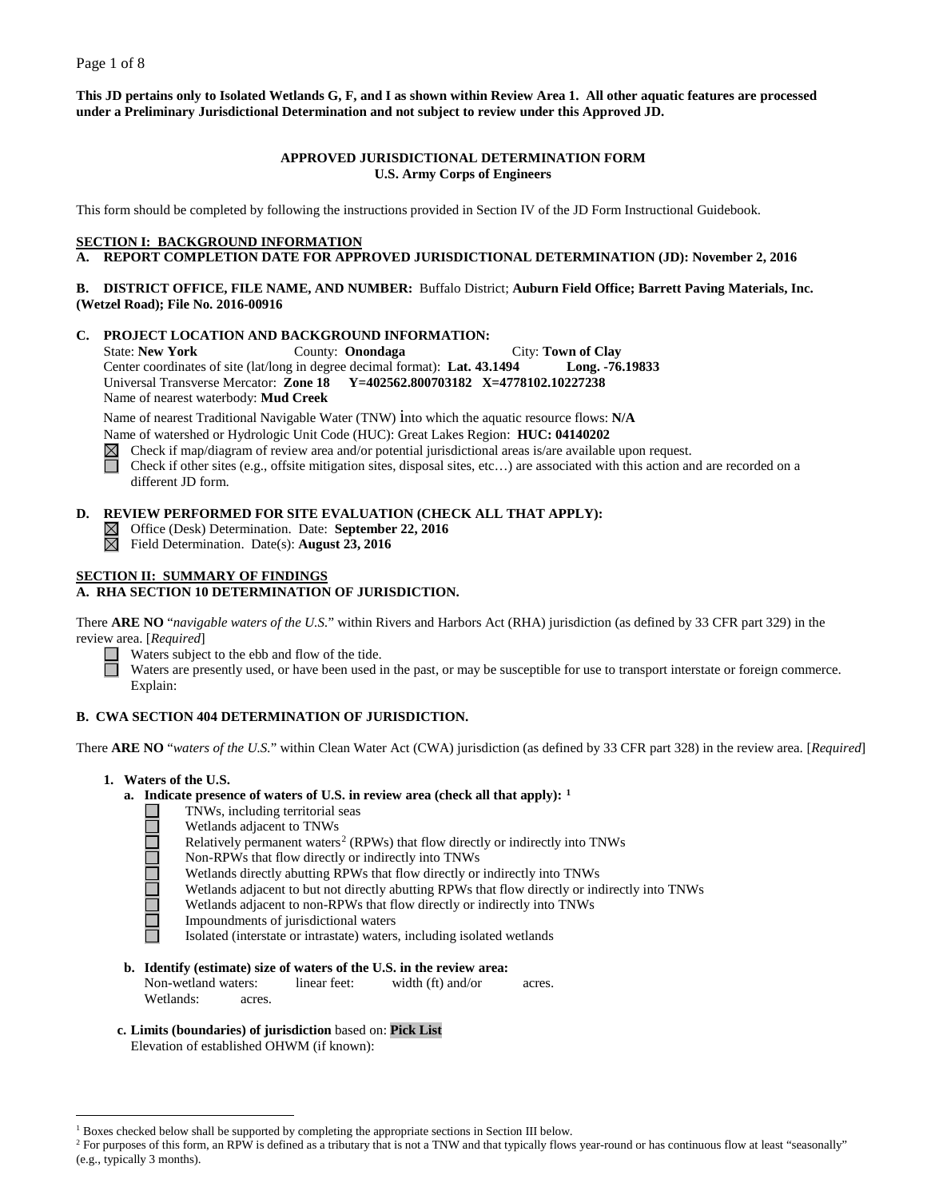**This JD pertains only to Isolated Wetlands G, F, and I as shown within Review Area 1. All other aquatic features are processed under a Preliminary Jurisdictional Determination and not subject to review under this Approved JD.**

**APPROVED JURISDICTIONAL DETERMINATION FORM**
**U.S. Army Corps of Engineers**

This form should be completed by following the instructions provided in Section IV of the JD Form Instructional Guidebook.

## SECTION I: BACKGROUND INFORMATION

**A. REPORT COMPLETION DATE FOR APPROVED JURISDICTIONAL DETERMINATION (JD): November 2, 2016**

**B. DISTRICT OFFICE, FILE NAME, AND NUMBER:** Buffalo District; **Auburn Field Office; Barrett Paving Materials, Inc. (Wetzel Road); File No. 2016-00916**

**C. PROJECT LOCATION AND BACKGROUND INFORMATION:**

State: **New York** County: **Onondaga** City: **Town of Clay**
Center coordinates of site (lat/long in degree decimal format): **Lat. 43.1494 Long. -76.19833**
Universal Transverse Mercator: **Zone 18 Y=402562.800703182 X=4778102.10227238**
Name of nearest waterbody: **Mud Creek**

Name of nearest Traditional Navigable Water (TNW) into which the aquatic resource flows: **N/A**
Name of watershed or Hydrologic Unit Code (HUC): Great Lakes Region: **HUC: 04140202**

- ☒ Check if map/diagram of review area and/or potential jurisdictional areas is/are available upon request.
- ☐ Check if other sites (e.g., offsite mitigation sites, disposal sites, etc…) are associated with this action and are recorded on a different JD form.

**D. REVIEW PERFORMED FOR SITE EVALUATION (CHECK ALL THAT APPLY):**

- ☒ Office (Desk) Determination. Date: **September 22, 2016**
- ☒ Field Determination. Date(s): **August 23, 2016**

## SECTION II: SUMMARY OF FINDINGS

**A. RHA SECTION 10 DETERMINATION OF JURISDICTION.**

There **ARE NO** "*navigable waters of the U.S.*" within Rivers and Harbors Act (RHA) jurisdiction (as defined by 33 CFR part 329) in the review area. [*Required*]

- ☐ Waters subject to the ebb and flow of the tide.
- ☐ Waters are presently used, or have been used in the past, or may be susceptible for use to transport interstate or foreign commerce. Explain:

**B. CWA SECTION 404 DETERMINATION OF JURISDICTION.**

There **ARE NO** "*waters of the U.S.*" within Clean Water Act (CWA) jurisdiction (as defined by 33 CFR part 328) in the review area. [*Required*]

**1. Waters of the U.S.**

**a. Indicate presence of waters of U.S. in review area (check all that apply):** [1]

- ☐ TNWs, including territorial seas
- ☐ Wetlands adjacent to TNWs
- ☐ Relatively permanent waters[2] (RPWs) that flow directly or indirectly into TNWs
- ☐ Non-RPWs that flow directly or indirectly into TNWs
- ☐ Wetlands directly abutting RPWs that flow directly or indirectly into TNWs
- ☐ Wetlands adjacent to but not directly abutting RPWs that flow directly or indirectly into TNWs
- ☐ Wetlands adjacent to non-RPWs that flow directly or indirectly into TNWs
- ☐ Impoundments of jurisdictional waters
- ☐ Isolated (interstate or intrastate) waters, including isolated wetlands

**b. Identify (estimate) size of waters of the U.S. in the review area:**
Non-wetland waters: linear feet: width (ft) and/or acres.
Wetlands: acres.

**c. Limits (boundaries) of jurisdiction** based on: **Pick List**
Elevation of established OHWM (if known):

[1] Boxes checked below shall be supported by completing the appropriate sections in Section III below.
[2] For purposes of this form, an RPW is defined as a tributary that is not a TNW and that typically flows year-round or has continuous flow at least "seasonally" (e.g., typically 3 months).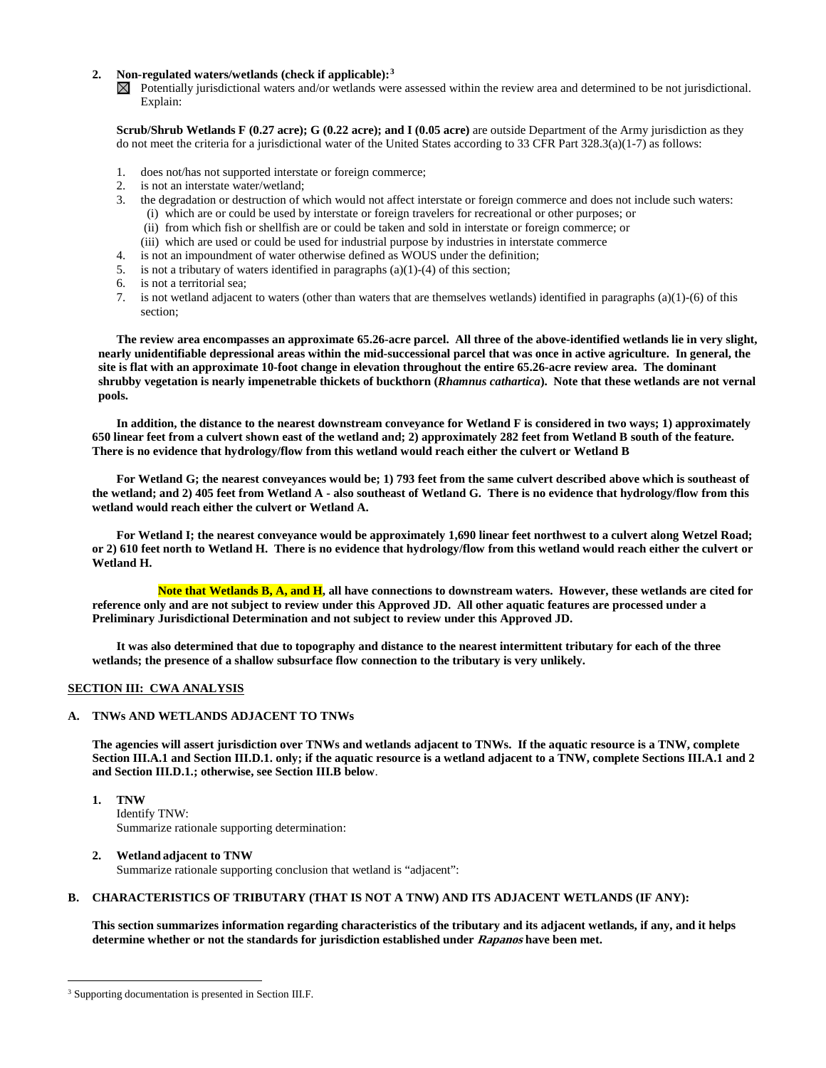**2. Non-regulated waters/wetlands (check if applicable):**[3]

☒ Potentially jurisdictional waters and/or wetlands were assessed within the review area and determined to be not jurisdictional. Explain:

**Scrub/Shrub Wetlands F (0.27 acre); G (0.22 acre); and I (0.05 acre)** are outside Department of the Army jurisdiction as they do not meet the criteria for a jurisdictional water of the United States according to 33 CFR Part 328.3(a)(1-7) as follows:

1. does not/has not supported interstate or foreign commerce;
2. is not an interstate water/wetland;
3. the degradation or destruction of which would not affect interstate or foreign commerce and does not include such waters:
   (i) which are or could be used by interstate or foreign travelers for recreational or other purposes; or
   (ii) from which fish or shellfish are or could be taken and sold in interstate or foreign commerce; or
   (iii) which are used or could be used for industrial purpose by industries in interstate commerce
4. is not an impoundment of water otherwise defined as WOUS under the definition;
5. is not a tributary of waters identified in paragraphs (a)(1)-(4) of this section;
6. is not a territorial sea;
7. is not wetland adjacent to waters (other than waters that are themselves wetlands) identified in paragraphs (a)(1)-(6) of this section;

**The review area encompasses an approximate 65.26-acre parcel. All three of the above-identified wetlands lie in very slight, nearly unidentifiable depressional areas within the mid-successional parcel that was once in active agriculture. In general, the site is flat with an approximate 10-foot change in elevation throughout the entire 65.26-acre review area. The dominant shrubby vegetation is nearly impenetrable thickets of buckthorn (*Rhamnus cathartica*). Note that these wetlands are not vernal pools.**

**In addition, the distance to the nearest downstream conveyance for Wetland F is considered in two ways; 1) approximately 650 linear feet from a culvert shown east of the wetland and; 2) approximately 282 feet from Wetland B south of the feature. There is no evidence that hydrology/flow from this wetland would reach either the culvert or Wetland B**

**For Wetland G; the nearest conveyances would be; 1) 793 feet from the same culvert described above which is southeast of the wetland; and 2) 405 feet from Wetland A - also southeast of Wetland G. There is no evidence that hydrology/flow from this wetland would reach either the culvert or Wetland A.**

**For Wetland I; the nearest conveyance would be approximately 1,690 linear feet northwest to a culvert along Wetzel Road; or 2) 610 feet north to Wetland H. There is no evidence that hydrology/flow from this wetland would reach either the culvert or Wetland H.**

**Note that Wetlands B, A, and H, all have connections to downstream waters. However, these wetlands are cited for reference only and are not subject to review under this Approved JD. All other aquatic features are processed under a Preliminary Jurisdictional Determination and not subject to review under this Approved JD.**

**It was also determined that due to topography and distance to the nearest intermittent tributary for each of the three wetlands; the presence of a shallow subsurface flow connection to the tributary is very unlikely.**

## SECTION III: CWA ANALYSIS

### A. TNWs AND WETLANDS ADJACENT TO TNWs

**The agencies will assert jurisdiction over TNWs and wetlands adjacent to TNWs. If the aquatic resource is a TNW, complete Section III.A.1 and Section III.D.1. only; if the aquatic resource is a wetland adjacent to a TNW, complete Sections III.A.1 and 2 and Section III.D.1.; otherwise, see Section III.B below**.

**1. TNW**
Identify TNW:
Summarize rationale supporting determination:

**2. Wetland adjacent to TNW**
Summarize rationale supporting conclusion that wetland is "adjacent":

### B. CHARACTERISTICS OF TRIBUTARY (THAT IS NOT A TNW) AND ITS ADJACENT WETLANDS (IF ANY):

**This section summarizes information regarding characteristics of the tributary and its adjacent wetlands, if any, and it helps determine whether or not the standards for jurisdiction established under *Rapanos* have been met.**

---

[3] Supporting documentation is presented in Section III.F.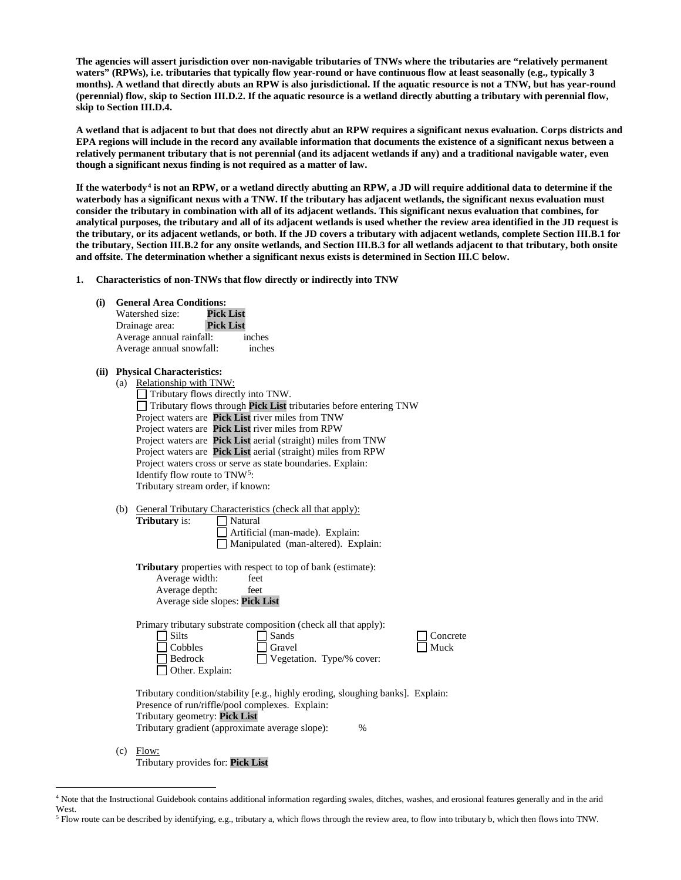**The agencies will assert jurisdiction over non-navigable tributaries of TNWs where the tributaries are "relatively permanent waters" (RPWs), i.e. tributaries that typically flow year-round or have continuous flow at least seasonally (e.g., typically 3 months). A wetland that directly abuts an RPW is also jurisdictional. If the aquatic resource is not a TNW, but has year-round (perennial) flow, skip to Section III.D.2. If the aquatic resource is a wetland directly abutting a tributary with perennial flow, skip to Section III.D.4.**

**A wetland that is adjacent to but that does not directly abut an RPW requires a significant nexus evaluation. Corps districts and EPA regions will include in the record any available information that documents the existence of a significant nexus between a relatively permanent tributary that is not perennial (and its adjacent wetlands if any) and a traditional navigable water, even though a significant nexus finding is not required as a matter of law.**

**If the waterbody[4] is not an RPW, or a wetland directly abutting an RPW, a JD will require additional data to determine if the waterbody has a significant nexus with a TNW. If the tributary has adjacent wetlands, the significant nexus evaluation must consider the tributary in combination with all of its adjacent wetlands. This significant nexus evaluation that combines, for analytical purposes, the tributary and all of its adjacent wetlands is used whether the review area identified in the JD request is the tributary, or its adjacent wetlands, or both. If the JD covers a tributary with adjacent wetlands, complete Section III.B.1 for the tributary, Section III.B.2 for any onsite wetlands, and Section III.B.3 for all wetlands adjacent to that tributary, both onsite and offsite. The determination whether a significant nexus exists is determined in Section III.C below.**

**1. Characteristics of non-TNWs that flow directly or indirectly into TNW**

**(i) General Area Conditions:**

Watershed size: **Pick List**
Drainage area: **Pick List**
Average annual rainfall: inches
Average annual snowfall: inches

**(ii) Physical Characteristics:**

(a) Relationship with TNW:

- ☐ Tributary flows directly into TNW.
- ☐ Tributary flows through **Pick List** tributaries before entering TNW

Project waters are **Pick List** river miles from TNW
Project waters are **Pick List** river miles from RPW
Project waters are **Pick List** aerial (straight) miles from TNW
Project waters are **Pick List** aerial (straight) miles from RPW
Project waters cross or serve as state boundaries. Explain:
Identify flow route to TNW[5]:
Tributary stream order, if known:

(b) General Tributary Characteristics (check all that apply):

**Tributary** is:
- ☐ Natural
- ☐ Artificial (man-made). Explain:
- ☐ Manipulated (man-altered). Explain:

**Tributary** properties with respect to top of bank (estimate):
Average width: feet
Average depth: feet
Average side slopes: **Pick List**

Primary tributary substrate composition (check all that apply):

- ☐ Silts
- ☐ Sands
- ☐ Concrete
- ☐ Cobbles
- ☐ Gravel
- ☐ Muck
- ☐ Bedrock
- ☐ Vegetation. Type/% cover:
- ☐ Other. Explain:

Tributary condition/stability [e.g., highly eroding, sloughing banks]. Explain:
Presence of run/riffle/pool complexes. Explain:
Tributary geometry: **Pick List**
Tributary gradient (approximate average slope): %

(c) Flow:

Tributary provides for: **Pick List**

---

[4] Note that the Instructional Guidebook contains additional information regarding swales, ditches, washes, and erosional features generally and in the arid West.

[5] Flow route can be described by identifying, e.g., tributary a, which flows through the review area, to flow into tributary b, which then flows into TNW.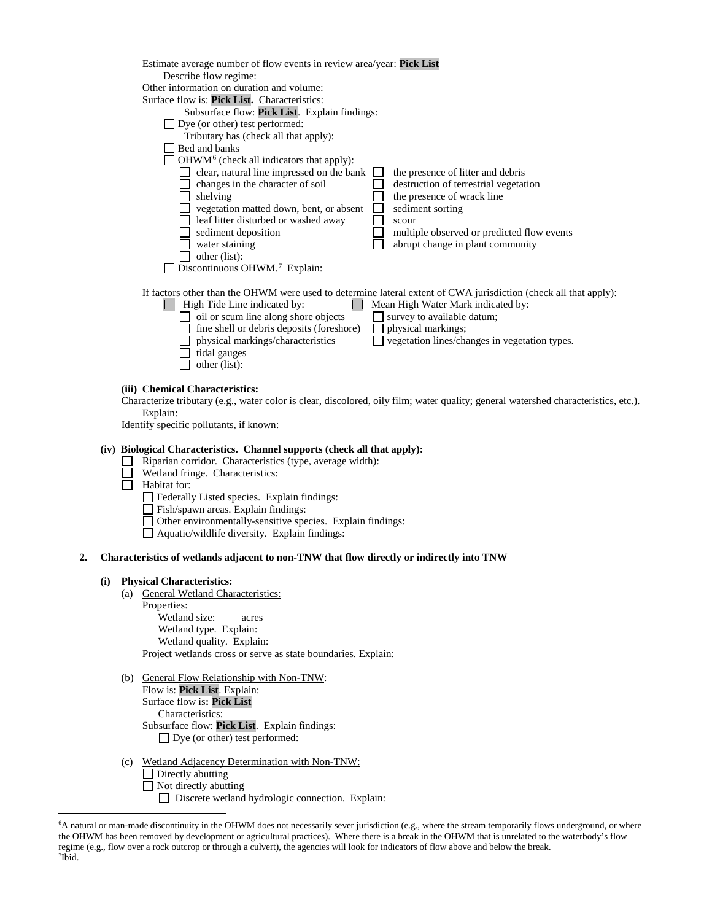Estimate average number of flow events in review area/year: **Pick List**

Describe flow regime:

Other information on duration and volume:

Surface flow is: **Pick List.** Characteristics:

Subsurface flow: **Pick List**. Explain findings:

☐ Dye (or other) test performed:

Tributary has (check all that apply):

☐ Bed and banks

☐ OHWM[6] (check all indicators that apply):

| | |
|---|---|
| ☐ clear, natural line impressed on the bank | ☐ the presence of litter and debris |
| ☐ changes in the character of soil | ☐ destruction of terrestrial vegetation |
| ☐ shelving | ☐ the presence of wrack line |
| ☐ vegetation matted down, bent, or absent | ☐ sediment sorting |
| ☐ leaf litter disturbed or washed away | ☐ scour |
| ☐ sediment deposition | ☐ multiple observed or predicted flow events |
| ☐ water staining | ☐ abrupt change in plant community |
| ☐ other (list): | |

☐ Discontinuous OHWM.[7] Explain:

If factors other than the OHWM were used to determine lateral extent of CWA jurisdiction (check all that apply):

| | |
|---|---|
| ☐ High Tide Line indicated by: | ☐ Mean High Water Mark indicated by: |
| ☐ oil or scum line along shore objects | ☐ survey to available datum; |
| ☐ fine shell or debris deposits (foreshore) | ☐ physical markings; |
| ☐ physical markings/characteristics | ☐ vegetation lines/changes in vegetation types. |
| ☐ tidal gauges | |
| ☐ other (list): | |

**(iii) Chemical Characteristics:**

Characterize tributary (e.g., water color is clear, discolored, oily film; water quality; general watershed characteristics, etc.).
Explain:

Identify specific pollutants, if known:

**(iv) Biological Characteristics. Channel supports (check all that apply):**

☐ Riparian corridor. Characteristics (type, average width):

☐ Wetland fringe. Characteristics:

☐ Habitat for:

☐ Federally Listed species. Explain findings:

☐ Fish/spawn areas. Explain findings:

☐ Other environmentally-sensitive species. Explain findings:

☐ Aquatic/wildlife diversity. Explain findings:

**2. Characteristics of wetlands adjacent to non-TNW that flow directly or indirectly into TNW**

**(i) Physical Characteristics:**

(a) General Wetland Characteristics:

Properties:

Wetland size: acres

Wetland type. Explain:

Wetland quality. Explain:

Project wetlands cross or serve as state boundaries. Explain:

(b) General Flow Relationship with Non-TNW:

Flow is: **Pick List**. Explain:

Surface flow is**: Pick List**

Characteristics:

Subsurface flow: **Pick List**. Explain findings:

☐ Dye (or other) test performed:

(c) Wetland Adjacency Determination with Non-TNW:

☐ Directly abutting

☐ Not directly abutting

☐ Discrete wetland hydrologic connection. Explain:

---

[6]A natural or man-made discontinuity in the OHWM does not necessarily sever jurisdiction (e.g., where the stream temporarily flows underground, or where the OHWM has been removed by development or agricultural practices). Where there is a break in the OHWM that is unrelated to the waterbody's flow regime (e.g., flow over a rock outcrop or through a culvert), the agencies will look for indicators of flow above and below the break.

[7]Ibid.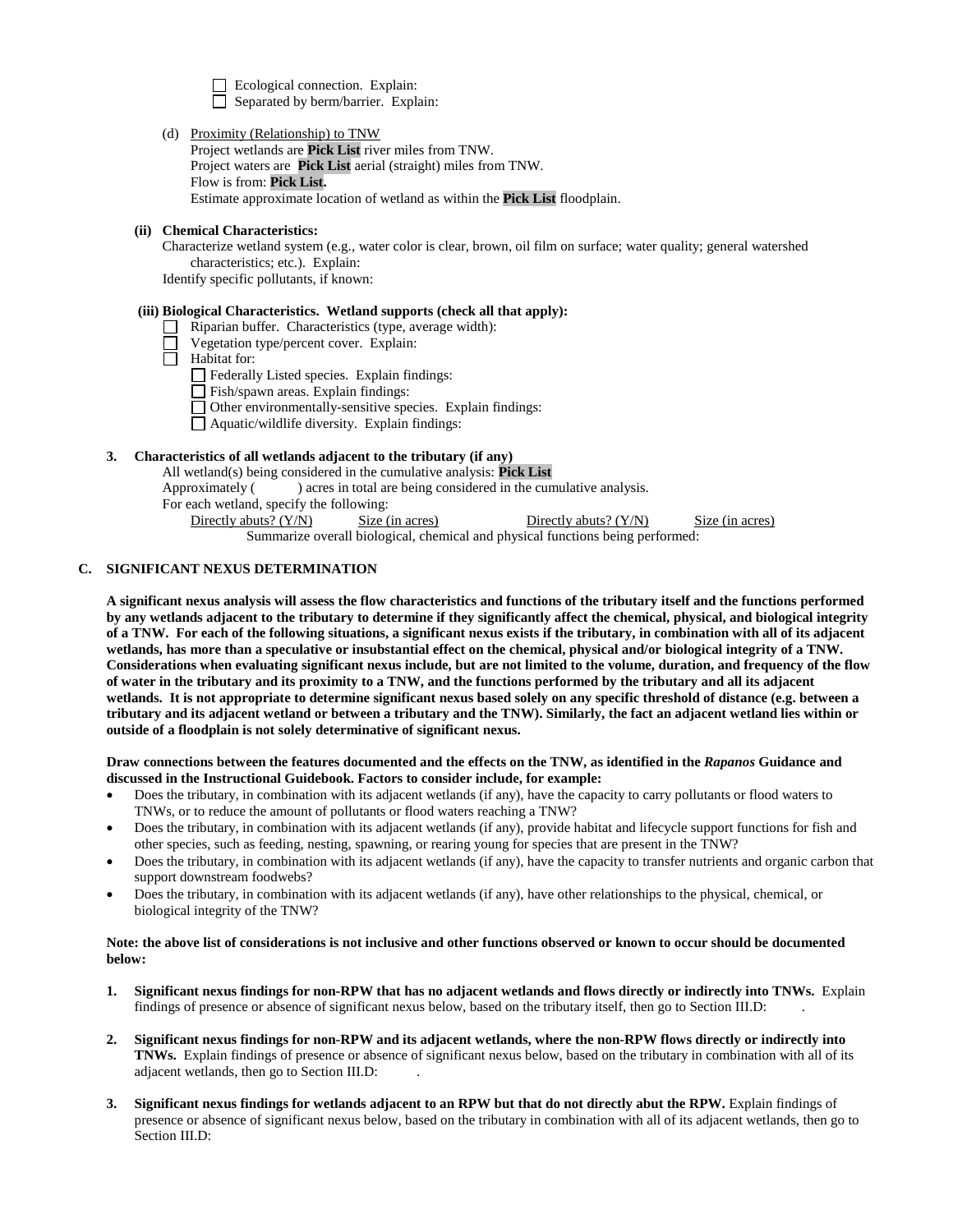- ☐ Ecological connection. Explain:
- ☐ Separated by berm/barrier. Explain:

(d) Proximity (Relationship) to TNW

Project wetlands are **Pick List** river miles from TNW.
Project waters are **Pick List** aerial (straight) miles from TNW.
Flow is from: **Pick List.**
Estimate approximate location of wetland as within the **Pick List** floodplain.

**(ii) Chemical Characteristics:**

Characterize wetland system (e.g., water color is clear, brown, oil film on surface; water quality; general watershed characteristics; etc.). Explain:
Identify specific pollutants, if known:

**(iii) Biological Characteristics. Wetland supports (check all that apply):**

- ☐ Riparian buffer. Characteristics (type, average width):
- ☐ Vegetation type/percent cover. Explain:
- ☐ Habitat for:
  - ☐ Federally Listed species. Explain findings:
  - ☐ Fish/spawn areas. Explain findings:
  - ☐ Other environmentally-sensitive species. Explain findings:
  - ☐ Aquatic/wildlife diversity. Explain findings:

**3. Characteristics of all wetlands adjacent to the tributary (if any)**

All wetland(s) being considered in the cumulative analysis: **Pick List**
Approximately ( ) acres in total are being considered in the cumulative analysis.
For each wetland, specify the following:

| Directly abuts? (Y/N) | Size (in acres) | Directly abuts? (Y/N) | Size (in acres) |
|---|---|---|---|

Summarize overall biological, chemical and physical functions being performed:

## C. SIGNIFICANT NEXUS DETERMINATION

**A significant nexus analysis will assess the flow characteristics and functions of the tributary itself and the functions performed by any wetlands adjacent to the tributary to determine if they significantly affect the chemical, physical, and biological integrity of a TNW. For each of the following situations, a significant nexus exists if the tributary, in combination with all of its adjacent wetlands, has more than a speculative or insubstantial effect on the chemical, physical and/or biological integrity of a TNW. Considerations when evaluating significant nexus include, but are not limited to the volume, duration, and frequency of the flow of water in the tributary and its proximity to a TNW, and the functions performed by the tributary and all its adjacent wetlands. It is not appropriate to determine significant nexus based solely on any specific threshold of distance (e.g. between a tributary and its adjacent wetland or between a tributary and the TNW). Similarly, the fact an adjacent wetland lies within or outside of a floodplain is not solely determinative of significant nexus.**

**Draw connections between the features documented and the effects on the TNW, as identified in the *Rapanos* Guidance and discussed in the Instructional Guidebook. Factors to consider include, for example:**

- Does the tributary, in combination with its adjacent wetlands (if any), have the capacity to carry pollutants or flood waters to TNWs, or to reduce the amount of pollutants or flood waters reaching a TNW?
- Does the tributary, in combination with its adjacent wetlands (if any), provide habitat and lifecycle support functions for fish and other species, such as feeding, nesting, spawning, or rearing young for species that are present in the TNW?
- Does the tributary, in combination with its adjacent wetlands (if any), have the capacity to transfer nutrients and organic carbon that support downstream foodwebs?
- Does the tributary, in combination with its adjacent wetlands (if any), have other relationships to the physical, chemical, or biological integrity of the TNW?

**Note: the above list of considerations is not inclusive and other functions observed or known to occur should be documented below:**

1. **Significant nexus findings for non-RPW that has no adjacent wetlands and flows directly or indirectly into TNWs.** Explain findings of presence or absence of significant nexus below, based on the tributary itself, then go to Section III.D: .

2. **Significant nexus findings for non-RPW and its adjacent wetlands, where the non-RPW flows directly or indirectly into TNWs.** Explain findings of presence or absence of significant nexus below, based on the tributary in combination with all of its adjacent wetlands, then go to Section III.D: .

3. **Significant nexus findings for wetlands adjacent to an RPW but that do not directly abut the RPW.** Explain findings of presence or absence of significant nexus below, based on the tributary in combination with all of its adjacent wetlands, then go to Section III.D: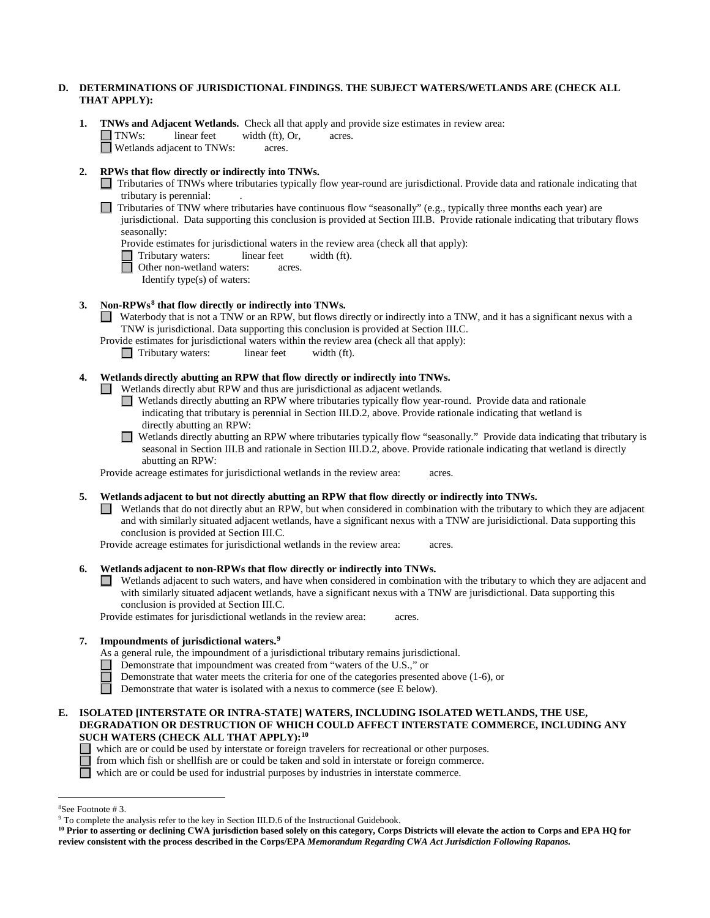**D. DETERMINATIONS OF JURISDICTIONAL FINDINGS. THE SUBJECT WATERS/WETLANDS ARE (CHECK ALL THAT APPLY):**

**1. TNWs and Adjacent Wetlands.** Check all that apply and provide size estimates in review area:

☐ TNWs: linear feet width (ft), Or, acres.

☐ Wetlands adjacent to TNWs: acres.

**2. RPWs that flow directly or indirectly into TNWs.**

☐ Tributaries of TNWs where tributaries typically flow year-round are jurisdictional. Provide data and rationale indicating that tributary is perennial: .

☐ Tributaries of TNW where tributaries have continuous flow "seasonally" (e.g., typically three months each year) are jurisdictional. Data supporting this conclusion is provided at Section III.B. Provide rationale indicating that tributary flows seasonally:

Provide estimates for jurisdictional waters in the review area (check all that apply):

☐ Tributary waters: linear feet width (ft).

☐ Other non-wetland waters: acres.

Identify type(s) of waters:

**3. Non-RPWs[8] that flow directly or indirectly into TNWs.**

☐ Waterbody that is not a TNW or an RPW, but flows directly or indirectly into a TNW, and it has a significant nexus with a TNW is jurisdictional. Data supporting this conclusion is provided at Section III.C.

Provide estimates for jurisdictional waters within the review area (check all that apply):

☐ Tributary waters: linear feet width (ft).

**4. Wetlands directly abutting an RPW that flow directly or indirectly into TNWs.**

☐ Wetlands directly abut RPW and thus are jurisdictional as adjacent wetlands.

☐ Wetlands directly abutting an RPW where tributaries typically flow year-round. Provide data and rationale indicating that tributary is perennial in Section III.D.2, above. Provide rationale indicating that wetland is directly abutting an RPW:

☐ Wetlands directly abutting an RPW where tributaries typically flow "seasonally." Provide data indicating that tributary is seasonal in Section III.B and rationale in Section III.D.2, above. Provide rationale indicating that wetland is directly abutting an RPW:

Provide acreage estimates for jurisdictional wetlands in the review area: acres.

**5. Wetlands adjacent to but not directly abutting an RPW that flow directly or indirectly into TNWs.**

☐ Wetlands that do not directly abut an RPW, but when considered in combination with the tributary to which they are adjacent and with similarly situated adjacent wetlands, have a significant nexus with a TNW are jurisidictional. Data supporting this conclusion is provided at Section III.C.

Provide acreage estimates for jurisdictional wetlands in the review area: acres.

**6. Wetlands adjacent to non-RPWs that flow directly or indirectly into TNWs.**

☐ Wetlands adjacent to such waters, and have when considered in combination with the tributary to which they are adjacent and with similarly situated adjacent wetlands, have a significant nexus with a TNW are jurisdictional. Data supporting this conclusion is provided at Section III.C.

Provide estimates for jurisdictional wetlands in the review area: acres.

**7. Impoundments of jurisdictional waters.[9]**

As a general rule, the impoundment of a jurisdictional tributary remains jurisdictional.

☐ Demonstrate that impoundment was created from "waters of the U.S.," or

☐ Demonstrate that water meets the criteria for one of the categories presented above (1-6), or

☐ Demonstrate that water is isolated with a nexus to commerce (see E below).

**E. ISOLATED [INTERSTATE OR INTRA-STATE] WATERS, INCLUDING ISOLATED WETLANDS, THE USE, DEGRADATION OR DESTRUCTION OF WHICH COULD AFFECT INTERSTATE COMMERCE, INCLUDING ANY SUCH WATERS (CHECK ALL THAT APPLY):[10]**

☐ which are or could be used by interstate or foreign travelers for recreational or other purposes.

☐ from which fish or shellfish are or could be taken and sold in interstate or foreign commerce.

☐ which are or could be used for industrial purposes by industries in interstate commerce.

---

[8]See Footnote # 3.

[9] To complete the analysis refer to the key in Section III.D.6 of the Instructional Guidebook.

**[10] Prior to asserting or declining CWA jurisdiction based solely on this category, Corps Districts will elevate the action to Corps and EPA HQ for review consistent with the process described in the Corps/EPA *Memorandum Regarding CWA Act Jurisdiction Following Rapanos.***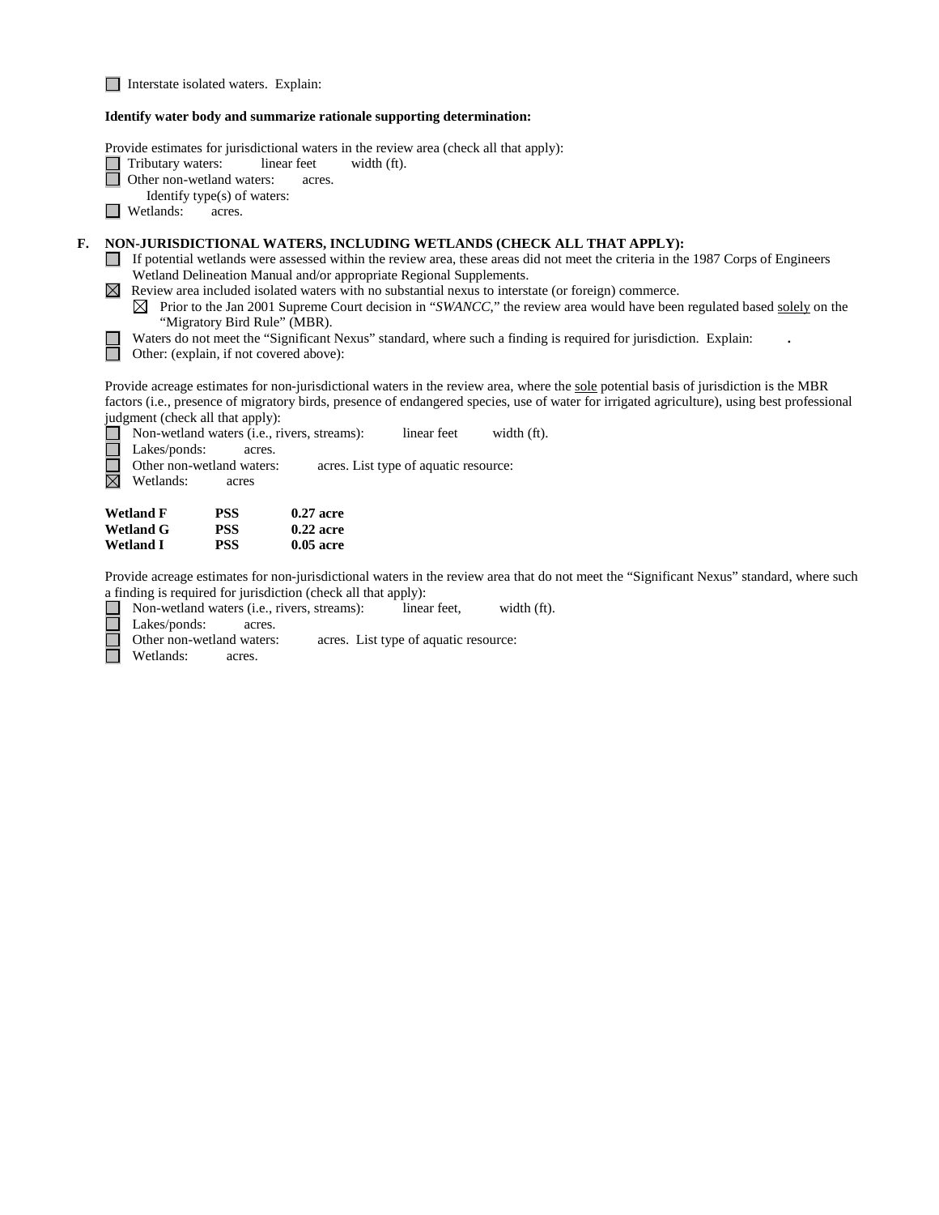☐ Interstate isolated waters. Explain:

**Identify water body and summarize rationale supporting determination:**

Provide estimates for jurisdictional waters in the review area (check all that apply):

☐ Tributary waters: linear feet width (ft).
☐ Other non-wetland waters: acres.
  Identify type(s) of waters:
☐ Wetlands: acres.

**F. NON-JURISDICTIONAL WATERS, INCLUDING WETLANDS (CHECK ALL THAT APPLY):**

☐ If potential wetlands were assessed within the review area, these areas did not meet the criteria in the 1987 Corps of Engineers Wetland Delineation Manual and/or appropriate Regional Supplements.
☒ Review area included isolated waters with no substantial nexus to interstate (or foreign) commerce.
  ☒ Prior to the Jan 2001 Supreme Court decision in "*SWANCC*," the review area would have been regulated based solely on the "Migratory Bird Rule" (MBR).
☐ Waters do not meet the "Significant Nexus" standard, where such a finding is required for jurisdiction. Explain: .
☐ Other: (explain, if not covered above):

Provide acreage estimates for non-jurisdictional waters in the review area, where the sole potential basis of jurisdiction is the MBR factors (i.e., presence of migratory birds, presence of endangered species, use of water for irrigated agriculture), using best professional judgment (check all that apply):

☐ Non-wetland waters (i.e., rivers, streams): linear feet width (ft).
☐ Lakes/ponds: acres.
☐ Other non-wetland waters: acres. List type of aquatic resource:
☒ Wetlands: acres

| | | |
|---|---|---|
| **Wetland F** | **PSS** | **0.27 acre** |
| **Wetland G** | **PSS** | **0.22 acre** |
| **Wetland I** | **PSS** | **0.05 acre** |

Provide acreage estimates for non-jurisdictional waters in the review area that do not meet the "Significant Nexus" standard, where such a finding is required for jurisdiction (check all that apply):

☐ Non-wetland waters (i.e., rivers, streams): linear feet, width (ft).
☐ Lakes/ponds: acres.
☐ Other non-wetland waters: acres. List type of aquatic resource:
☐ Wetlands: acres.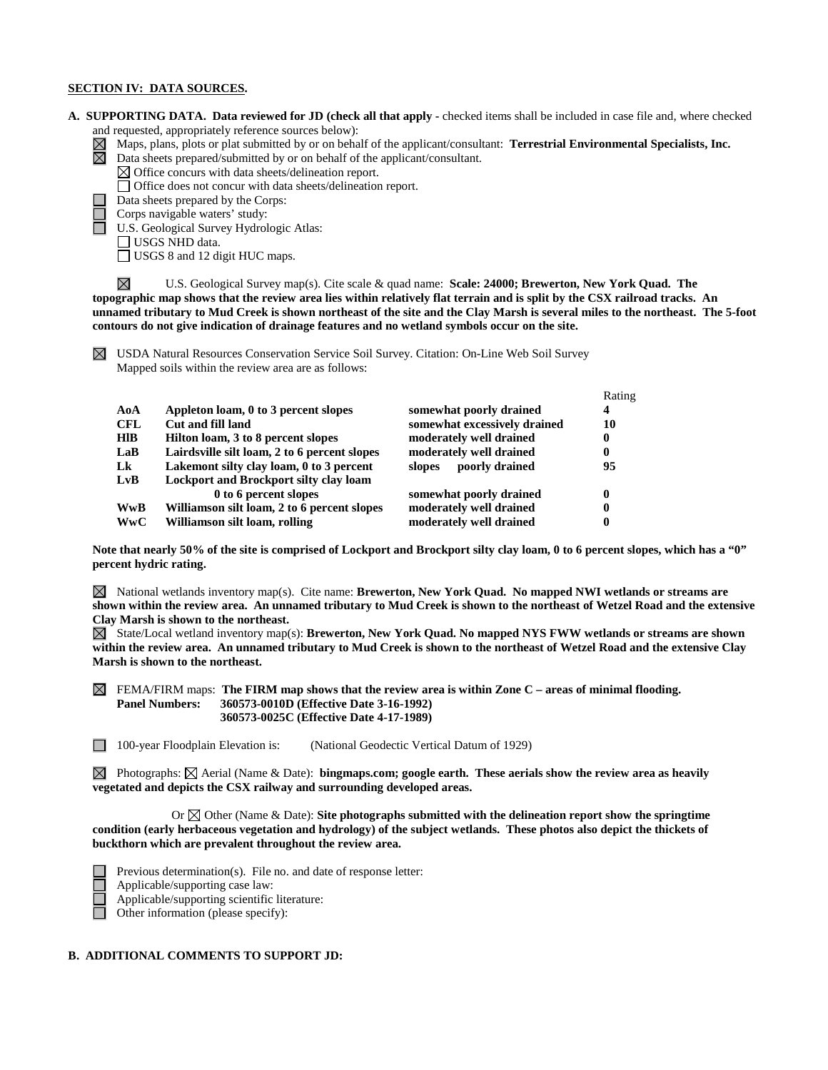**SECTION IV: DATA SOURCES.**

**A. SUPPORTING DATA. Data reviewed for JD (check all that apply** - checked items shall be included in case file and, where checked and requested, appropriately reference sources below):

- ☒ Maps, plans, plots or plat submitted by or on behalf of the applicant/consultant: **Terrestrial Environmental Specialists, Inc.**
- ☒ Data sheets prepared/submitted by or on behalf of the applicant/consultant.
  - ☒ Office concurs with data sheets/delineation report.
  - ☐ Office does not concur with data sheets/delineation report.
- ☐ Data sheets prepared by the Corps:
- ☐ Corps navigable waters' study:
- ☐ U.S. Geological Survey Hydrologic Atlas:
  - ☐ USGS NHD data.
  - ☐ USGS 8 and 12 digit HUC maps.

☒ U.S. Geological Survey map(s). Cite scale & quad name: **Scale: 24000; Brewerton, New York Quad. The topographic map shows that the review area lies within relatively flat terrain and is split by the CSX railroad tracks. An unnamed tributary to Mud Creek is shown northeast of the site and the Clay Marsh is several miles to the northeast. The 5-foot contours do not give indication of drainage features and no wetland symbols occur on the site.**

☒ USDA Natural Resources Conservation Service Soil Survey. Citation: On-Line Web Soil Survey
Mapped soils within the review area are as follows:

| | | | Rating |
|---|---|---|---|
| **AoA** | **Appleton loam, 0 to 3 percent slopes** | **somewhat poorly drained** | **4** |
| **CFL** | **Cut and fill land** | **somewhat excessively drained** | **10** |
| **HlB** | **Hilton loam, 3 to 8 percent slopes** | **moderately well drained** | **0** |
| **LaB** | **Lairdsville silt loam, 2 to 6 percent slopes** | **moderately well drained** | **0** |
| **Lk** | **Lakemont silty clay loam, 0 to 3 percent slopes** | **poorly drained** | **95** |
| **LvB** | **Lockport and Brockport silty clay loam 0 to 6 percent slopes** | **somewhat poorly drained** | **0** |
| **WwB** | **Williamson silt loam, 2 to 6 percent slopes** | **moderately well drained** | **0** |
| **WwC** | **Williamson silt loam, rolling** | **moderately well drained** | **0** |

**Note that nearly 50% of the site is comprised of Lockport and Brockport silty clay loam, 0 to 6 percent slopes, which has a "0" percent hydric rating.**

☒ National wetlands inventory map(s). Cite name: **Brewerton, New York Quad. No mapped NWI wetlands or streams are shown within the review area. An unnamed tributary to Mud Creek is shown to the northeast of Wetzel Road and the extensive Clay Marsh is shown to the northeast.**

☒ State/Local wetland inventory map(s): **Brewerton, New York Quad. No mapped NYS FWW wetlands or streams are shown within the review area. An unnamed tributary to Mud Creek is shown to the northeast of Wetzel Road and the extensive Clay Marsh is shown to the northeast.**

☒ FEMA/FIRM maps: **The FIRM map shows that the review area is within Zone C – areas of minimal flooding.**
**Panel Numbers: 360573-0010D (Effective Date 3-16-1992)**
**360573-0025C (Effective Date 4-17-1989)**

☐ 100-year Floodplain Elevation is: (National Geodectic Vertical Datum of 1929)

☒ Photographs: ☒ Aerial (Name & Date): **bingmaps.com; google earth. These aerials show the review area as heavily vegetated and depicts the CSX railway and surrounding developed areas.**

Or ☒ Other (Name & Date): **Site photographs submitted with the delineation report show the springtime condition (early herbaceous vegetation and hydrology) of the subject wetlands. These photos also depict the thickets of buckthorn which are prevalent throughout the review area.**

- ☐ Previous determination(s). File no. and date of response letter:
- ☐ Applicable/supporting case law:
- ☐ Applicable/supporting scientific literature:
- ☐ Other information (please specify):

**B. ADDITIONAL COMMENTS TO SUPPORT JD:**